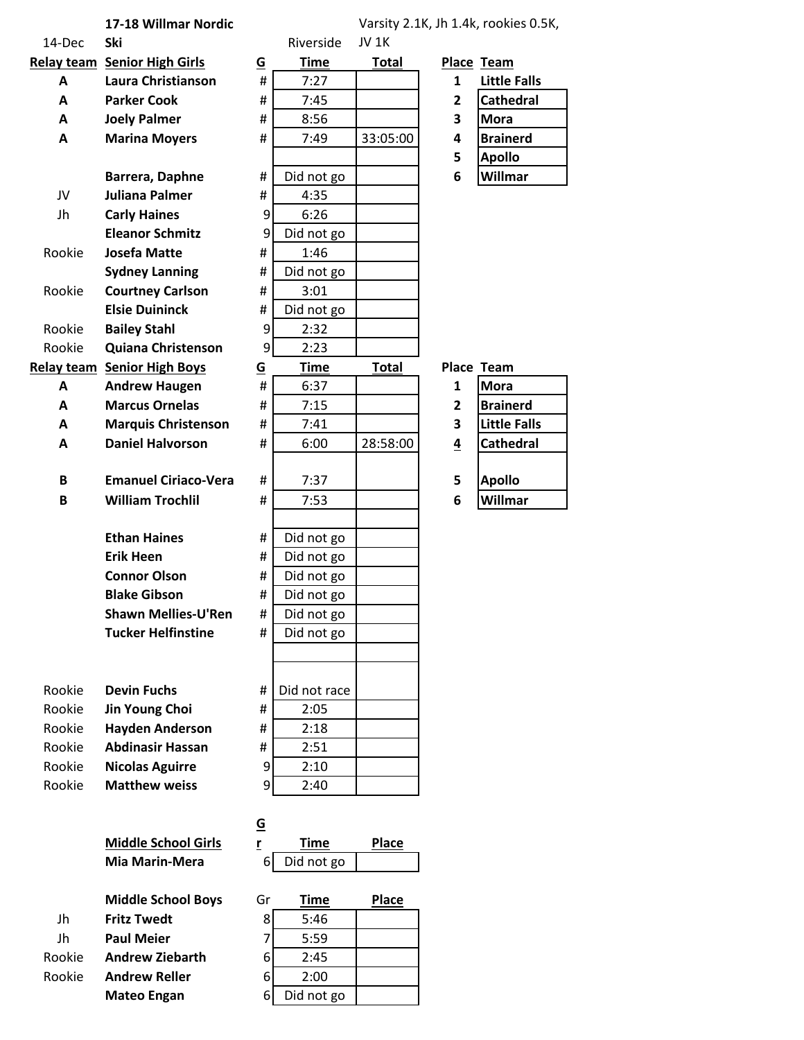**17-18 Willmar Nordic Ski**

14-Dec — Riverside — Varsity 2.1K, Jh 1.4k, rookies 0.5K, JV 1K

| Relay team | Senior High Girls | G | Time | Total |
|---|---|---|---|---|
| A | Laura Christianson | # | 7:27 | |
| A | Parker Cook | # | 7:45 | |
| A | Joely Palmer | # | 8:56 | |
| A | Marina Moyers | # | 7:49 | 33:05:00 |
| | | | | |
| | Barrera, Daphne | # | Did not go | |
| JV | Juliana Palmer | # | 4:35 | |
| Jh | Carly Haines | 9 | 6:26 | |
| | Eleanor Schmitz | 9 | Did not go | |
| Rookie | Josefa Matte | # | 1:46 | |
| | Sydney Lanning | # | Did not go | |
| Rookie | Courtney Carlson | # | 3:01 | |
| | Elsie Duininck | # | Did not go | |
| Rookie | Bailey Stahl | 9 | 2:32 | |
| Rookie | Quiana Christenson | 9 | 2:23 | |

| Place | Team |
|---|---|
| 1 | Little Falls |
| 2 | Cathedral |
| 3 | Mora |
| 4 | Brainerd |
| 5 | Apollo |
| 6 | Willmar |

| Relay team | Senior High Boys | G | Time | Total |
|---|---|---|---|---|
| A | Andrew Haugen | # | 6:37 | |
| A | Marcus Ornelas | # | 7:15 | |
| A | Marquis Christenson | # | 7:41 | |
| A | Daniel Halvorson | # | 6:00 | 28:58:00 |
| | | | | |
| B | Emanuel Ciriaco-Vera | # | 7:37 | |
| B | William Trochlil | # | 7:53 | |
| | | | | |
| | Ethan Haines | # | Did not go | |
| | Erik Heen | # | Did not go | |
| | Connor Olson | # | Did not go | |
| | Blake Gibson | # | Did not go | |
| | Shawn Mellies-U'Ren | # | Did not go | |
| | Tucker Helfinstine | # | Did not go | |
| | | | | |
| Rookie | Devin Fuchs | # | Did not race | |
| Rookie | Jin Young Choi | # | 2:05 | |
| Rookie | Hayden Anderson | # | 2:18 | |
| Rookie | Abdinasir Hassan | # | 2:51 | |
| Rookie | Nicolas Aguirre | 9 | 2:10 | |
| Rookie | Matthew weiss | 9 | 2:40 | |

| Place | Team |
|---|---|
| 1 | Mora |
| 2 | Brainerd |
| 3 | Little Falls |
| 4 | Cathedral |
| 5 | Apollo |
| 6 | Willmar |

| | Middle School Girls | Gr | Time | Place |
|---|---|---|---|---|
| | Mia Marin-Mera | 6 | Did not go | |

| | Middle School Boys | Gr | Time | Place |
|---|---|---|---|---|
| Jh | Fritz Twedt | 8 | 5:46 | |
| Jh | Paul Meier | 7 | 5:59 | |
| Rookie | Andrew Ziebarth | 6 | 2:45 | |
| Rookie | Andrew Reller | 6 | 2:00 | |
| | Mateo Engan | 6 | Did not go | |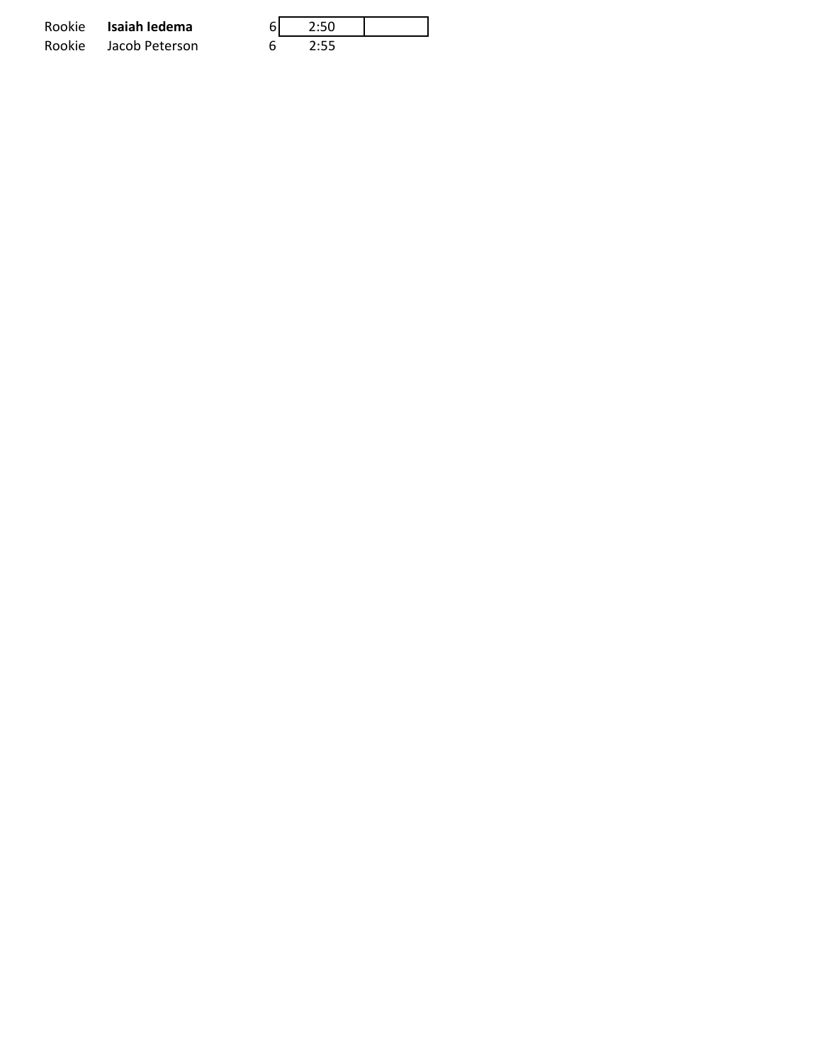| | | | | |
|---|---|---|---|---|
| Rookie | **Isaiah Iedema** | 6 | 2:50 | |
| Rookie | Jacob Peterson | 6 | 2:55 | |